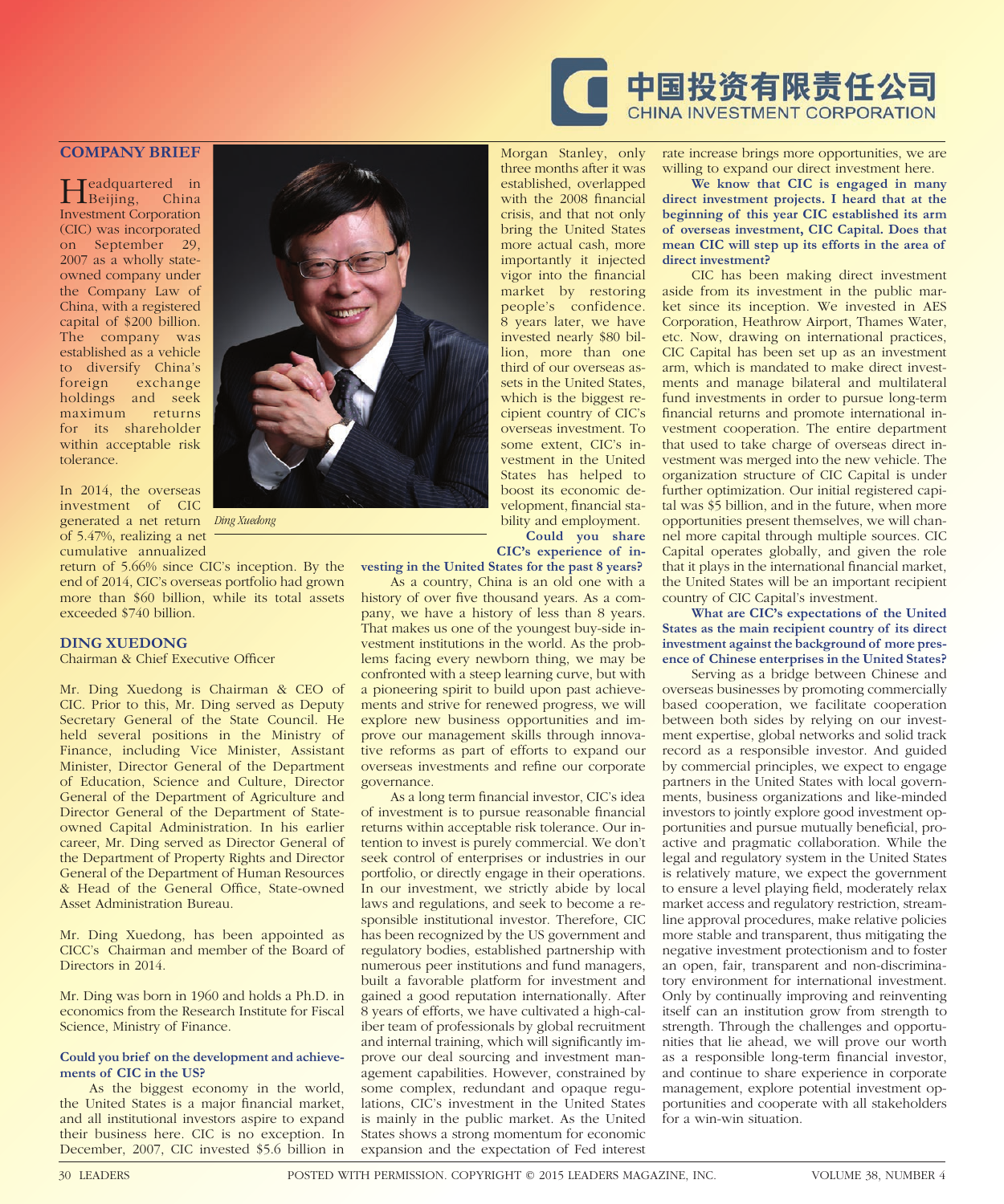中国投资有限责任公司
CHINA INVESTMENT CORPORATION

## COMPANY BRIEF

Headquartered in Beijing, China Investment Corporation (CIC) was incorporated on September 29, 2007 as a wholly state-owned company under the Company Law of China, with a registered capital of $200 billion. The company was established as a vehicle to diversify China's foreign exchange holdings and seek maximum returns for its shareholder within acceptable risk tolerance.

In 2014, the overseas investment of CIC generated a net return of 5.47%, realizing a net cumulative annualized return of 5.66% since CIC's inception. By the end of 2014, CIC's overseas portfolio had grown more than $60 billion, while its total assets exceeded $740 billion.

*Ding Xuedong*

## DING XUEDONG

Chairman & Chief Executive Officer

Mr. Ding Xuedong is Chairman & CEO of CIC. Prior to this, Mr. Ding served as Deputy Secretary General of the State Council. He held several positions in the Ministry of Finance, including Vice Minister, Assistant Minister, Director General of the Department of Education, Science and Culture, Director General of the Department of Agriculture and Director General of the Department of State-owned Capital Administration. In his earlier career, Mr. Ding served as Director General of the Department of Property Rights and Director General of the Department of Human Resources & Head of the General Office, State-owned Asset Administration Bureau.

Mr. Ding Xuedong, has been appointed as CICC's Chairman and member of the Board of Directors in 2014.

Mr. Ding was born in 1960 and holds a Ph.D. in economics from the Research Institute for Fiscal Science, Ministry of Finance.

**Could you brief on the development and achievements of CIC in the US?**

As the biggest economy in the world, the United States is a major financial market, and all institutional investors aspire to expand their business here. CIC is no exception. In December, 2007, CIC invested $5.6 billion in Morgan Stanley, only three months after it was established, overlapped with the 2008 financial crisis, and that not only bring the United States more actual cash, more importantly it injected vigor into the financial market by restoring people's confidence. 8 years later, we have invested nearly $80 billion, more than one third of our overseas assets in the United States, which is the biggest recipient country of CIC's overseas investment. To some extent, CIC's investment in the United States has helped to boost its economic development, financial stability and employment.

**Could you share CIC's experience of investing in the United States for the past 8 years?**

As a country, China is an old one with a history of over five thousand years. As a company, we have a history of less than 8 years. That makes us one of the youngest buy-side investment institutions in the world. As the problems facing every newborn thing, we may be confronted with a steep learning curve, but with a pioneering spirit to build upon past achievements and strive for renewed progress, we will explore new business opportunities and improve our management skills through innovative reforms as part of efforts to expand our overseas investments and refine our corporate governance.

As a long term financial investor, CIC's idea of investment is to pursue reasonable financial returns within acceptable risk tolerance. Our intention to invest is purely commercial. We don't seek control of enterprises or industries in our portfolio, or directly engage in their operations. In our investment, we strictly abide by local laws and regulations, and seek to become a responsible institutional investor. Therefore, CIC has been recognized by the US government and regulatory bodies, established partnership with numerous peer institutions and fund managers, built a favorable platform for investment and gained a good reputation internationally. After 8 years of efforts, we have cultivated a high-caliber team of professionals by global recruitment and internal training, which will significantly improve our deal sourcing and investment management capabilities. However, constrained by some complex, redundant and opaque regulations, CIC's investment in the United States is mainly in the public market. As the United States shows a strong momentum for economic expansion and the expectation of Fed interest rate increase brings more opportunities, we are willing to expand our direct investment here.

**We know that CIC is engaged in many direct investment projects. I heard that at the beginning of this year CIC established its arm of overseas investment, CIC Capital. Does that mean CIC will step up its efforts in the area of direct investment?**

CIC has been making direct investment aside from its investment in the public market since its inception. We invested in AES Corporation, Heathrow Airport, Thames Water, etc. Now, drawing on international practices, CIC Capital has been set up as an investment arm, which is mandated to make direct investments and manage bilateral and multilateral fund investments in order to pursue long-term financial returns and promote international investment cooperation. The entire department that used to take charge of overseas direct investment was merged into the new vehicle. The organization structure of CIC Capital is under further optimization. Our initial registered capital was $5 billion, and in the future, when more opportunities present themselves, we will channel more capital through multiple sources. CIC Capital operates globally, and given the role that it plays in the international financial market, the United States will be an important recipient country of CIC Capital's investment.

**What are CIC's expectations of the United States as the main recipient country of its direct investment against the background of more presence of Chinese enterprises in the United States?**

Serving as a bridge between Chinese and overseas businesses by promoting commercially based cooperation, we facilitate cooperation between both sides by relying on our investment expertise, global networks and solid track record as a responsible investor. And guided by commercial principles, we expect to engage partners in the United States with local governments, business organizations and like-minded investors to jointly explore good investment opportunities and pursue mutually beneficial, proactive and pragmatic collaboration. While the legal and regulatory system in the United States is relatively mature, we expect the government to ensure a level playing field, moderately relax market access and regulatory restriction, streamline approval procedures, make relative policies more stable and transparent, thus mitigating the negative investment protectionism and to foster an open, fair, transparent and non-discriminatory environment for international investment. Only by continually improving and reinventing itself can an institution grow from strength to strength. Through the challenges and opportunities that lie ahead, we will prove our worth as a responsible long-term financial investor, and continue to share experience in corporate management, explore potential investment opportunities and cooperate with all stakeholders for a win-win situation.

POSTED WITH PERMISSION. COPYRIGHT © 2015 LEADERS MAGAZINE, INC.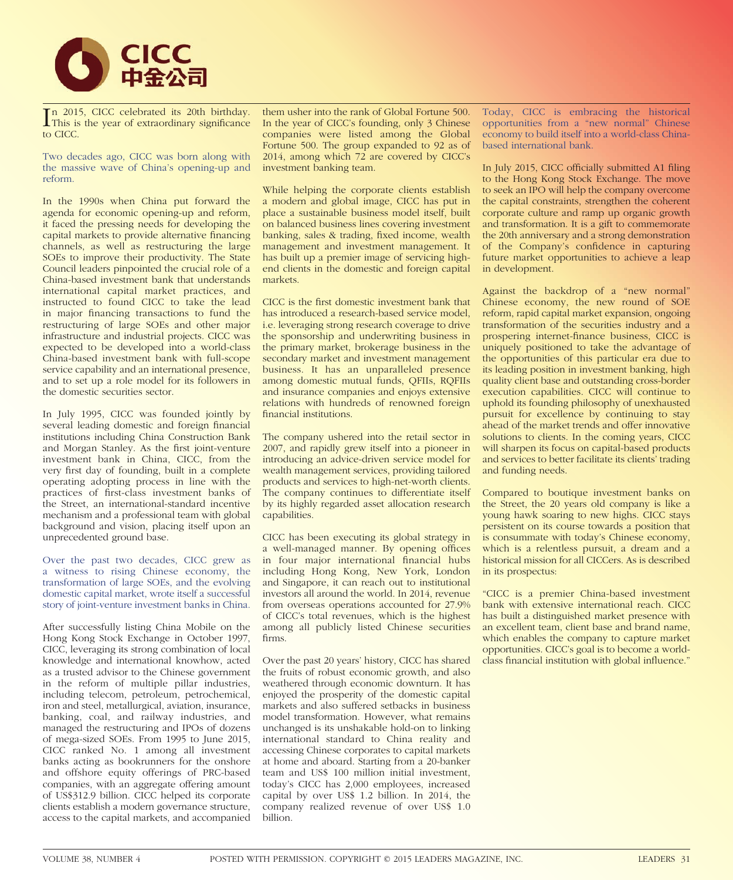# CICC
# 中金公司

In 2015, CICC celebrated its 20th birthday. This is the year of extraordinary significance to CICC.

Two decades ago, CICC was born along with the massive wave of China's opening-up and reform.

In the 1990s when China put forward the agenda for economic opening-up and reform, it faced the pressing needs for developing the capital markets to provide alternative financing channels, as well as restructuring the large SOEs to improve their productivity. The State Council leaders pinpointed the crucial role of a China-based investment bank that understands international capital market practices, and instructed to found CICC to take the lead in major financing transactions to fund the restructuring of large SOEs and other major infrastructure and industrial projects. CICC was expected to be developed into a world-class China-based investment bank with full-scope service capability and an international presence, and to set up a role model for its followers in the domestic securities sector.

In July 1995, CICC was founded jointly by several leading domestic and foreign financial institutions including China Construction Bank and Morgan Stanley. As the first joint-venture investment bank in China, CICC, from the very first day of founding, built in a complete operating adopting process in line with the practices of first-class investment banks of the Street, an international-standard incentive mechanism and a professional team with global background and vision, placing itself upon an unprecedented ground base.

Over the past two decades, CICC grew as a witness to rising Chinese economy, the transformation of large SOEs, and the evolving domestic capital market, wrote itself a successful story of joint-venture investment banks in China.

After successfully listing China Mobile on the Hong Kong Stock Exchange in October 1997, CICC, leveraging its strong combination of local knowledge and international knowhow, acted as a trusted advisor to the Chinese government in the reform of multiple pillar industries, including telecom, petroleum, petrochemical, iron and steel, metallurgical, aviation, insurance, banking, coal, and railway industries, and managed the restructuring and IPOs of dozens of mega-sized SOEs. From 1995 to June 2015, CICC ranked No. 1 among all investment banks acting as bookrunners for the onshore and offshore equity offerings of PRC-based companies, with an aggregate offering amount of US$312.9 billion. CICC helped its corporate clients establish a modern governance structure, access to the capital markets, and accompanied them usher into the rank of Global Fortune 500. In the year of CICC's founding, only 3 Chinese companies were listed among the Global Fortune 500. The group expanded to 92 as of 2014, among which 72 are covered by CICC's investment banking team.

While helping the corporate clients establish a modern and global image, CICC has put in place a sustainable business model itself, built on balanced business lines covering investment banking, sales & trading, fixed income, wealth management and investment management. It has built up a premier image of servicing high-end clients in the domestic and foreign capital markets.

CICC is the first domestic investment bank that has introduced a research-based service model, i.e. leveraging strong research coverage to drive the sponsorship and underwriting business in the primary market, brokerage business in the secondary market and investment management business. It has an unparalleled presence among domestic mutual funds, QFIIs, RQFIIs and insurance companies and enjoys extensive relations with hundreds of renowned foreign financial institutions.

The company ushered into the retail sector in 2007, and rapidly grew itself into a pioneer in introducing an advice-driven service model for wealth management services, providing tailored products and services to high-net-worth clients. The company continues to differentiate itself by its highly regarded asset allocation research capabilities.

CICC has been executing its global strategy in a well-managed manner. By opening offices in four major international financial hubs including Hong Kong, New York, London and Singapore, it can reach out to institutional investors all around the world. In 2014, revenue from overseas operations accounted for 27.9% of CICC's total revenues, which is the highest among all publicly listed Chinese securities firms.

Over the past 20 years' history, CICC has shared the fruits of robust economic growth, and also weathered through economic downturn. It has enjoyed the prosperity of the domestic capital markets and also suffered setbacks in business model transformation. However, what remains unchanged is its unshakable hold-on to linking international standard to China reality and accessing Chinese corporates to capital markets at home and aboard. Starting from a 20-banker team and US$ 100 million initial investment, today's CICC has 2,000 employees, increased capital by over US$ 1.2 billion. In 2014, the company realized revenue of over US$ 1.0 billion.

Today, CICC is embracing the historical opportunities from a "new normal" Chinese economy to build itself into a world-class China-based international bank.

In July 2015, CICC officially submitted A1 filing to the Hong Kong Stock Exchange. The move to seek an IPO will help the company overcome the capital constraints, strengthen the coherent corporate culture and ramp up organic growth and transformation. It is a gift to commemorate the 20th anniversary and a strong demonstration of the Company's confidence in capturing future market opportunities to achieve a leap in development.

Against the backdrop of a "new normal" Chinese economy, the new round of SOE reform, rapid capital market expansion, ongoing transformation of the securities industry and a prospering internet-finance business, CICC is uniquely positioned to take the advantage of the opportunities of this particular era due to its leading position in investment banking, high quality client base and outstanding cross-border execution capabilities. CICC will continue to uphold its founding philosophy of unexhausted pursuit for excellence by continuing to stay ahead of the market trends and offer innovative solutions to clients. In the coming years, CICC will sharpen its focus on capital-based products and services to better facilitate its clients' trading and funding needs.

Compared to boutique investment banks on the Street, the 20 years old company is like a young hawk soaring to new highs. CICC stays persistent on its course towards a position that is consummate with today's Chinese economy, which is a relentless pursuit, a dream and a historical mission for all CICCers. As is described in its prospectus:

"CICC is a premier China-based investment bank with extensive international reach. CICC has built a distinguished market presence with an excellent team, client base and brand name, which enables the company to capture market opportunities. CICC's goal is to become a world-class financial institution with global influence."